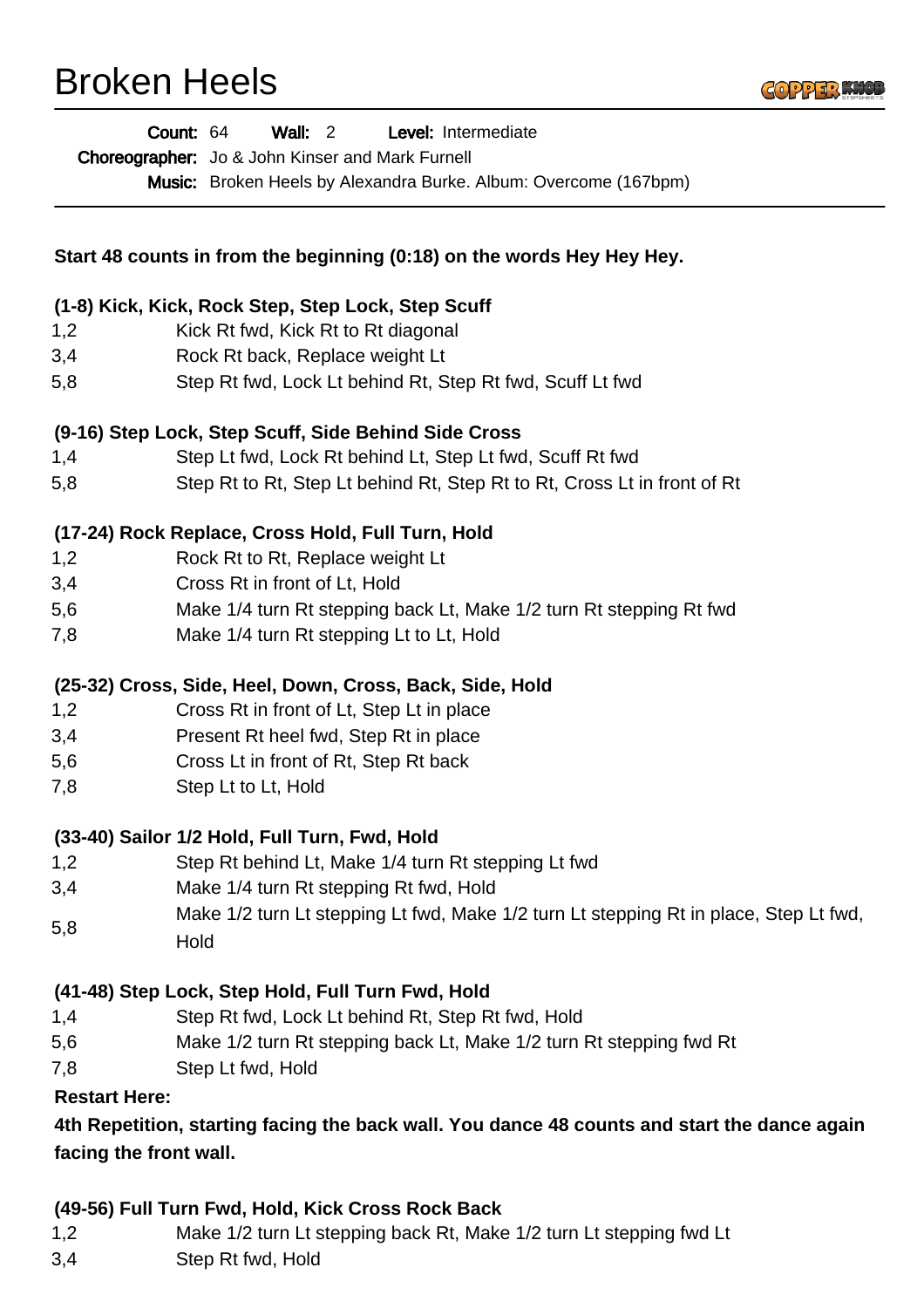# Broken Heels

**Count:** 64 **Wall:** 2 **Level:** Intermediate
**Choreographer:** Jo & John Kinser and Mark Furnell
**Music:** Broken Heels by Alexandra Burke. Album: Overcome (167bpm)

**Start 48 counts in from the beginning (0:18) on the words Hey Hey Hey.**

**(1-8) Kick, Kick, Rock Step, Step Lock, Step Scuff**

| | |
|---|---|
| 1,2 | Kick Rt fwd, Kick Rt to Rt diagonal |
| 3,4 | Rock Rt back, Replace weight Lt |
| 5,8 | Step Rt fwd, Lock Lt behind Rt, Step Rt fwd, Scuff Lt fwd |

**(9-16) Step Lock, Step Scuff, Side Behind Side Cross**

| | |
|---|---|
| 1,4 | Step Lt fwd, Lock Rt behind Lt, Step Lt fwd, Scuff Rt fwd |
| 5,8 | Step Rt to Rt, Step Lt behind Rt, Step Rt to Rt, Cross Lt in front of Rt |

**(17-24) Rock Replace, Cross Hold, Full Turn, Hold**

| | |
|---|---|
| 1,2 | Rock Rt to Rt, Replace weight Lt |
| 3,4 | Cross Rt in front of Lt, Hold |
| 5,6 | Make 1/4 turn Rt stepping back Lt, Make 1/2 turn Rt stepping Rt fwd |
| 7,8 | Make 1/4 turn Rt stepping Lt to Lt, Hold |

**(25-32) Cross, Side, Heel, Down, Cross, Back, Side, Hold**

| | |
|---|---|
| 1,2 | Cross Rt in front of Lt, Step Lt in place |
| 3,4 | Present Rt heel fwd, Step Rt in place |
| 5,6 | Cross Lt in front of Rt, Step Rt back |
| 7,8 | Step Lt to Lt, Hold |

**(33-40) Sailor 1/2 Hold, Full Turn, Fwd, Hold**

| | |
|---|---|
| 1,2 | Step Rt behind Lt, Make 1/4 turn Rt stepping Lt fwd |
| 3,4 | Make 1/4 turn Rt stepping Rt fwd, Hold |
| 5,8 | Make 1/2 turn Lt stepping Lt fwd, Make 1/2 turn Lt stepping Rt in place, Step Lt fwd, Hold |

**(41-48) Step Lock, Step Hold, Full Turn Fwd, Hold**

| | |
|---|---|
| 1,4 | Step Rt fwd, Lock Lt behind Rt, Step Rt fwd, Hold |
| 5,6 | Make 1/2 turn Rt stepping back Lt, Make 1/2 turn Rt stepping fwd Rt |
| 7,8 | Step Lt fwd, Hold |

**Restart Here:**

**4th Repetition, starting facing the back wall. You dance 48 counts and start the dance again facing the front wall.**

**(49-56) Full Turn Fwd, Hold, Kick Cross Rock Back**

| | |
|---|---|
| 1,2 | Make 1/2 turn Lt stepping back Rt, Make 1/2 turn Lt stepping fwd Lt |
| 3,4 | Step Rt fwd, Hold |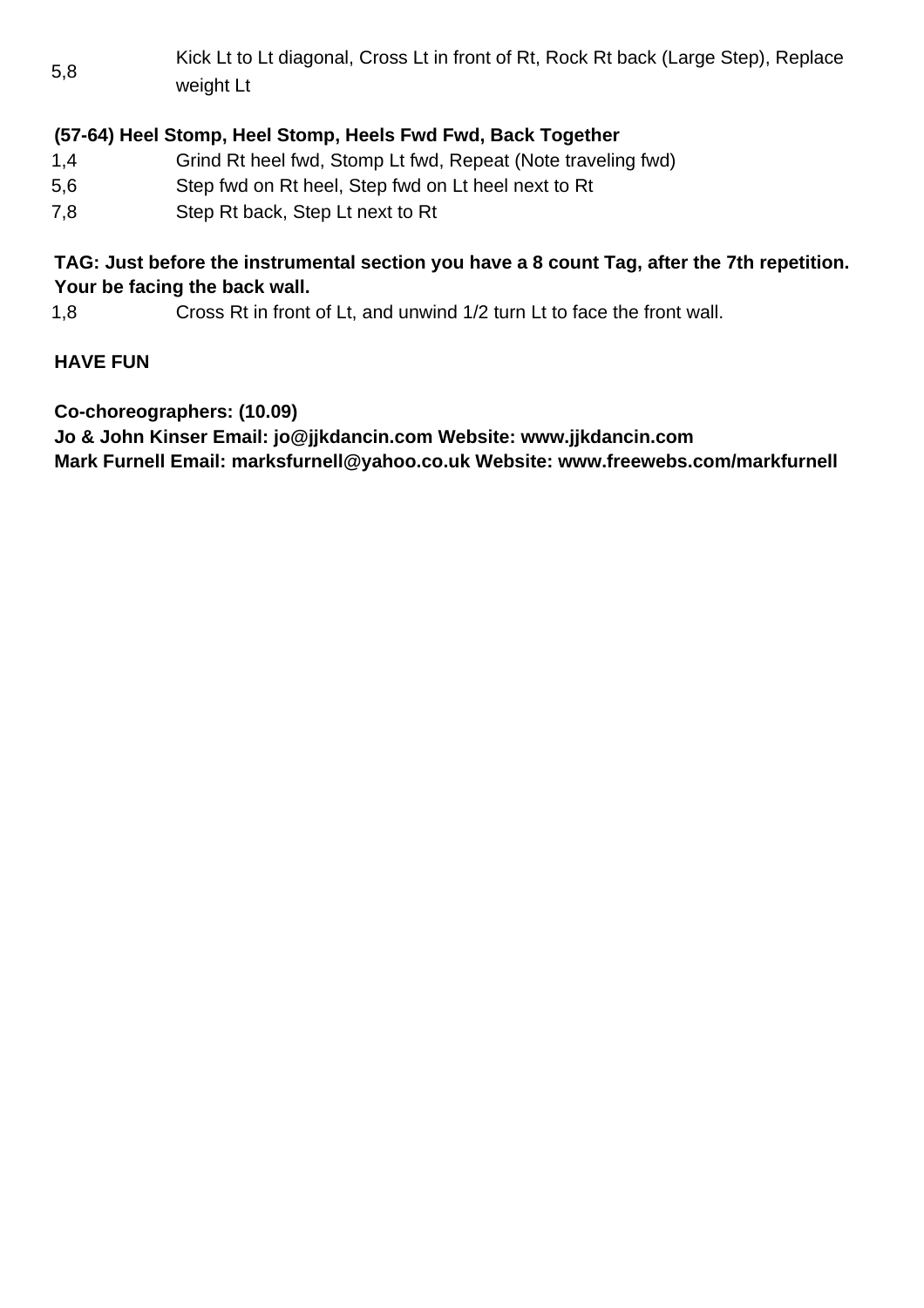| | |
|---|---|
| 5,8 | Kick Lt to Lt diagonal, Cross Lt in front of Rt, Rock Rt back (Large Step), Replace weight Lt |

**(57-64) Heel Stomp, Heel Stomp, Heels Fwd Fwd, Back Together**

| | |
|---|---|
| 1,4 | Grind Rt heel fwd, Stomp Lt fwd, Repeat (Note traveling fwd) |
| 5,6 | Step fwd on Rt heel, Step fwd on Lt heel next to Rt |
| 7,8 | Step Rt back, Step Lt next to Rt |

**TAG: Just before the instrumental section you have a 8 count Tag, after the 7th repetition. Your be facing the back wall.**

| | |
|---|---|
| 1,8 | Cross Rt in front of Lt, and unwind 1/2 turn Lt to face the front wall. |

**HAVE FUN**

**Co-choreographers: (10.09)**
**Jo & John Kinser Email: jo@jjkdancin.com Website: www.jjkdancin.com**
**Mark Furnell Email: marksfurnell@yahoo.co.uk Website: www.freewebs.com/markfurnell**